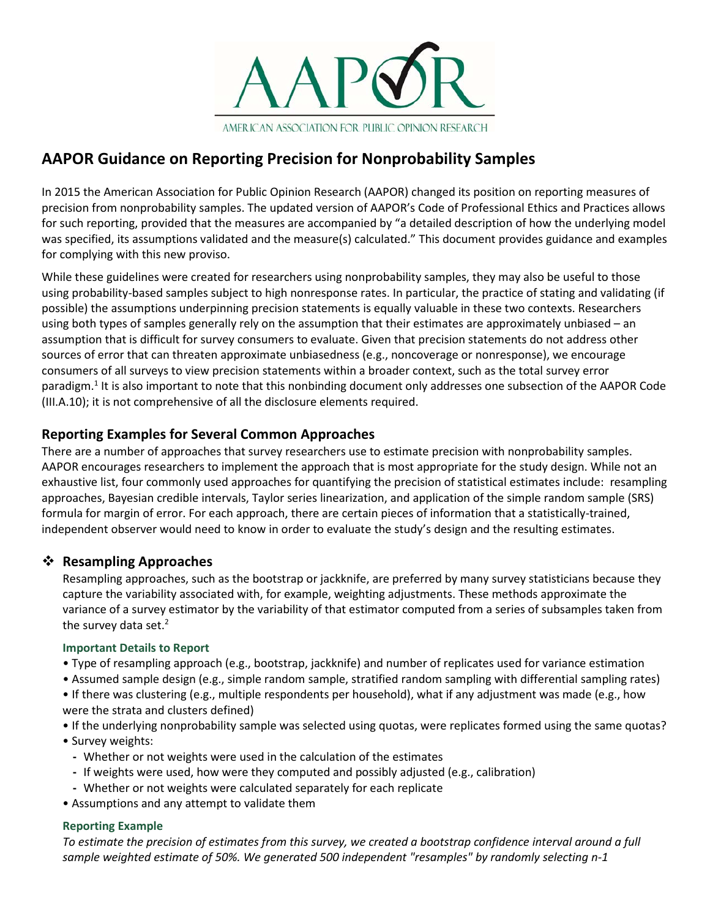AAPOR

AMERICAN ASSOCIATION FOR PUBLIC OPINION RESEARCH

# AAPOR Guidance on Reporting Precision for Nonprobability Samples

In 2015 the American Association for Public Opinion Research (AAPOR) changed its position on reporting measures of precision from nonprobability samples. The updated version of AAPOR's Code of Professional Ethics and Practices allows for such reporting, provided that the measures are accompanied by "a detailed description of how the underlying model was specified, its assumptions validated and the measure(s) calculated." This document provides guidance and examples for complying with this new proviso.

While these guidelines were created for researchers using nonprobability samples, they may also be useful to those using probability-based samples subject to high nonresponse rates. In particular, the practice of stating and validating (if possible) the assumptions underpinning precision statements is equally valuable in these two contexts. Researchers using both types of samples generally rely on the assumption that their estimates are approximately unbiased – an assumption that is difficult for survey consumers to evaluate. Given that precision statements do not address other sources of error that can threaten approximate unbiasedness (e.g., noncoverage or nonresponse), we encourage consumers of all surveys to view precision statements within a broader context, such as the total survey error paradigm.[1] It is also important to note that this nonbinding document only addresses one subsection of the AAPOR Code (III.A.10); it is not comprehensive of all the disclosure elements required.

## Reporting Examples for Several Common Approaches

There are a number of approaches that survey researchers use to estimate precision with nonprobability samples. AAPOR encourages researchers to implement the approach that is most appropriate for the study design. While not an exhaustive list, four commonly used approaches for quantifying the precision of statistical estimates include: resampling approaches, Bayesian credible intervals, Taylor series linearization, and application of the simple random sample (SRS) formula for margin of error. For each approach, there are certain pieces of information that a statistically-trained, independent observer would need to know in order to evaluate the study's design and the resulting estimates.

### ❖ Resampling Approaches

Resampling approaches, such as the bootstrap or jackknife, are preferred by many survey statisticians because they capture the variability associated with, for example, weighting adjustments. These methods approximate the variance of a survey estimator by the variability of that estimator computed from a series of subsamples taken from the survey data set.[2]

#### Important Details to Report

- Type of resampling approach (e.g., bootstrap, jackknife) and number of replicates used for variance estimation
- Assumed sample design (e.g., simple random sample, stratified random sampling with differential sampling rates)
- If there was clustering (e.g., multiple respondents per household), what if any adjustment was made (e.g., how were the strata and clusters defined)
- If the underlying nonprobability sample was selected using quotas, were replicates formed using the same quotas?
- Survey weights:
  - Whether or not weights were used in the calculation of the estimates
  - If weights were used, how were they computed and possibly adjusted (e.g., calibration)
  - Whether or not weights were calculated separately for each replicate
- Assumptions and any attempt to validate them

#### Reporting Example

*To estimate the precision of estimates from this survey, we created a bootstrap confidence interval around a full sample weighted estimate of 50%. We generated 500 independent "resamples" by randomly selecting n-1*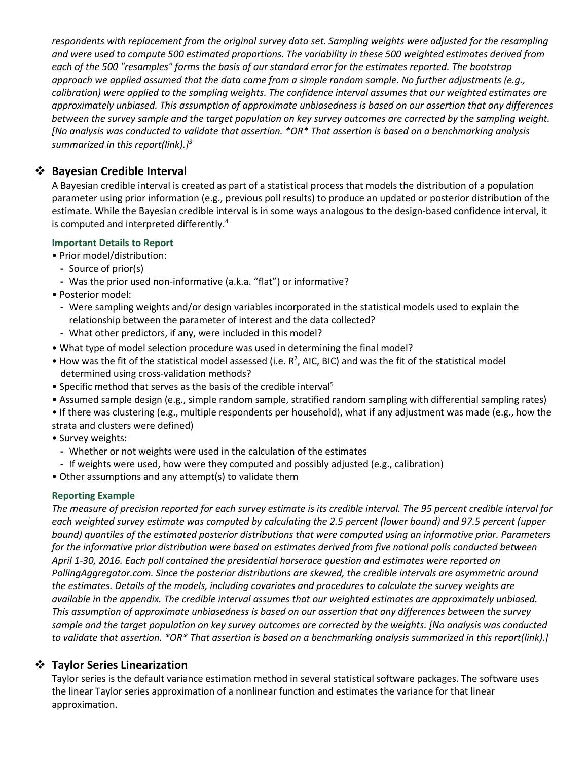*respondents with replacement from the original survey data set. Sampling weights were adjusted for the resampling and were used to compute 500 estimated proportions. The variability in these 500 weighted estimates derived from each of the 500 "resamples" forms the basis of our standard error for the estimates reported. The bootstrap approach we applied assumed that the data came from a simple random sample. No further adjustments (e.g., calibration) were applied to the sampling weights. The confidence interval assumes that our weighted estimates are approximately unbiased. This assumption of approximate unbiasedness is based on our assertion that any differences between the survey sample and the target population on key survey outcomes are corrected by the sampling weight. [No analysis was conducted to validate that assertion. *OR* That assertion is based on a benchmarking analysis summarized in this report(link).]*[3]

## ❖ Bayesian Credible Interval

A Bayesian credible interval is created as part of a statistical process that models the distribution of a population parameter using prior information (e.g., previous poll results) to produce an updated or posterior distribution of the estimate. While the Bayesian credible interval is in some ways analogous to the design-based confidence interval, it is computed and interpreted differently.[4]

#### Important Details to Report

- Prior model/distribution:
  - Source of prior(s)
  - Was the prior used non-informative (a.k.a. "flat") or informative?
- Posterior model:
  - Were sampling weights and/or design variables incorporated in the statistical models used to explain the relationship between the parameter of interest and the data collected?
  - What other predictors, if any, were included in this model?
- What type of model selection procedure was used in determining the final model?
- How was the fit of the statistical model assessed (i.e. $R^2$, AIC, BIC) and was the fit of the statistical model determined using cross-validation methods?
- Specific method that serves as the basis of the credible interval[5]
- Assumed sample design (e.g., simple random sample, stratified random sampling with differential sampling rates)
- If there was clustering (e.g., multiple respondents per household), what if any adjustment was made (e.g., how the strata and clusters were defined)
- Survey weights:
  - Whether or not weights were used in the calculation of the estimates
  - If weights were used, how were they computed and possibly adjusted (e.g., calibration)
- Other assumptions and any attempt(s) to validate them

#### Reporting Example

*The measure of precision reported for each survey estimate is its credible interval. The 95 percent credible interval for each weighted survey estimate was computed by calculating the 2.5 percent (lower bound) and 97.5 percent (upper bound) quantiles of the estimated posterior distributions that were computed using an informative prior. Parameters for the informative prior distribution were based on estimates derived from five national polls conducted between April 1-30, 2016. Each poll contained the presidential horserace question and estimates were reported on PollingAggregator.com. Since the posterior distributions are skewed, the credible intervals are asymmetric around the estimates. Details of the models, including covariates and procedures to calculate the survey weights are available in the appendix. The credible interval assumes that our weighted estimates are approximately unbiased. This assumption of approximate unbiasedness is based on our assertion that any differences between the survey sample and the target population on key survey outcomes are corrected by the weights. [No analysis was conducted to validate that assertion. *OR* That assertion is based on a benchmarking analysis summarized in this report(link).]*

## ❖ Taylor Series Linearization

Taylor series is the default variance estimation method in several statistical software packages. The software uses the linear Taylor series approximation of a nonlinear function and estimates the variance for that linear approximation.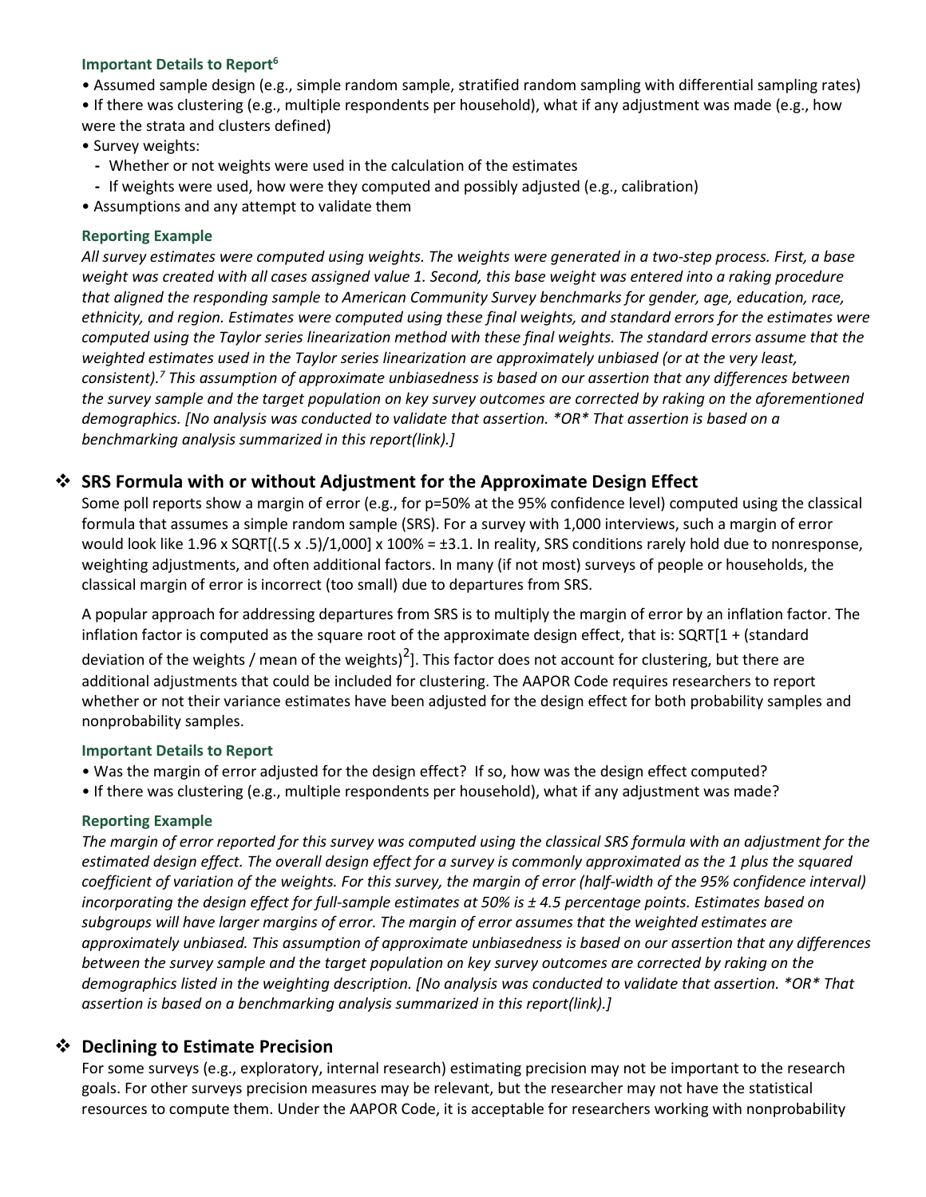#### Important Details to Report[6]

- Assumed sample design (e.g., simple random sample, stratified random sampling with differential sampling rates)
- If there was clustering (e.g., multiple respondents per household), what if any adjustment was made (e.g., how were the strata and clusters defined)
- Survey weights:
  - Whether or not weights were used in the calculation of the estimates
  - If weights were used, how were they computed and possibly adjusted (e.g., calibration)
- Assumptions and any attempt to validate them

#### Reporting Example

*All survey estimates were computed using weights. The weights were generated in a two-step process. First, a base weight was created with all cases assigned value 1. Second, this base weight was entered into a raking procedure that aligned the responding sample to American Community Survey benchmarks for gender, age, education, race, ethnicity, and region. Estimates were computed using these final weights, and standard errors for the estimates were computed using the Taylor series linearization method with these final weights. The standard errors assume that the weighted estimates used in the Taylor series linearization are approximately unbiased (or at the very least, consistent).[7] This assumption of approximate unbiasedness is based on our assertion that any differences between the survey sample and the target population on key survey outcomes are corrected by raking on the aforementioned demographics. [No analysis was conducted to validate that assertion. *OR* That assertion is based on a benchmarking analysis summarized in this report(link).]*

## ❖ SRS Formula with or without Adjustment for the Approximate Design Effect

Some poll reports show a margin of error (e.g., for p=50% at the 95% confidence level) computed using the classical formula that assumes a simple random sample (SRS). For a survey with 1,000 interviews, such a margin of error would look like 1.96 x SQRT[(.5 x .5)/1,000] x 100% = ±3.1. In reality, SRS conditions rarely hold due to nonresponse, weighting adjustments, and often additional factors. In many (if not most) surveys of people or households, the classical margin of error is incorrect (too small) due to departures from SRS.

A popular approach for addressing departures from SRS is to multiply the margin of error by an inflation factor. The inflation factor is computed as the square root of the approximate design effect, that is: SQRT[1 + (standard deviation of the weights / mean of the weights)$^2$]. This factor does not account for clustering, but there are additional adjustments that could be included for clustering. The AAPOR Code requires researchers to report whether or not their variance estimates have been adjusted for the design effect for both probability samples and nonprobability samples.

#### Important Details to Report

- Was the margin of error adjusted for the design effect? If so, how was the design effect computed?
- If there was clustering (e.g., multiple respondents per household), what if any adjustment was made?

#### Reporting Example

*The margin of error reported for this survey was computed using the classical SRS formula with an adjustment for the estimated design effect. The overall design effect for a survey is commonly approximated as the 1 plus the squared coefficient of variation of the weights. For this survey, the margin of error (half-width of the 95% confidence interval) incorporating the design effect for full-sample estimates at 50% is ± 4.5 percentage points. Estimates based on subgroups will have larger margins of error. The margin of error assumes that the weighted estimates are approximately unbiased. This assumption of approximate unbiasedness is based on our assertion that any differences between the survey sample and the target population on key survey outcomes are corrected by raking on the demographics listed in the weighting description. [No analysis was conducted to validate that assertion. *OR* That assertion is based on a benchmarking analysis summarized in this report(link).]*

## ❖ Declining to Estimate Precision

For some surveys (e.g., exploratory, internal research) estimating precision may not be important to the research goals. For other surveys precision measures may be relevant, but the researcher may not have the statistical resources to compute them. Under the AAPOR Code, it is acceptable for researchers working with nonprobability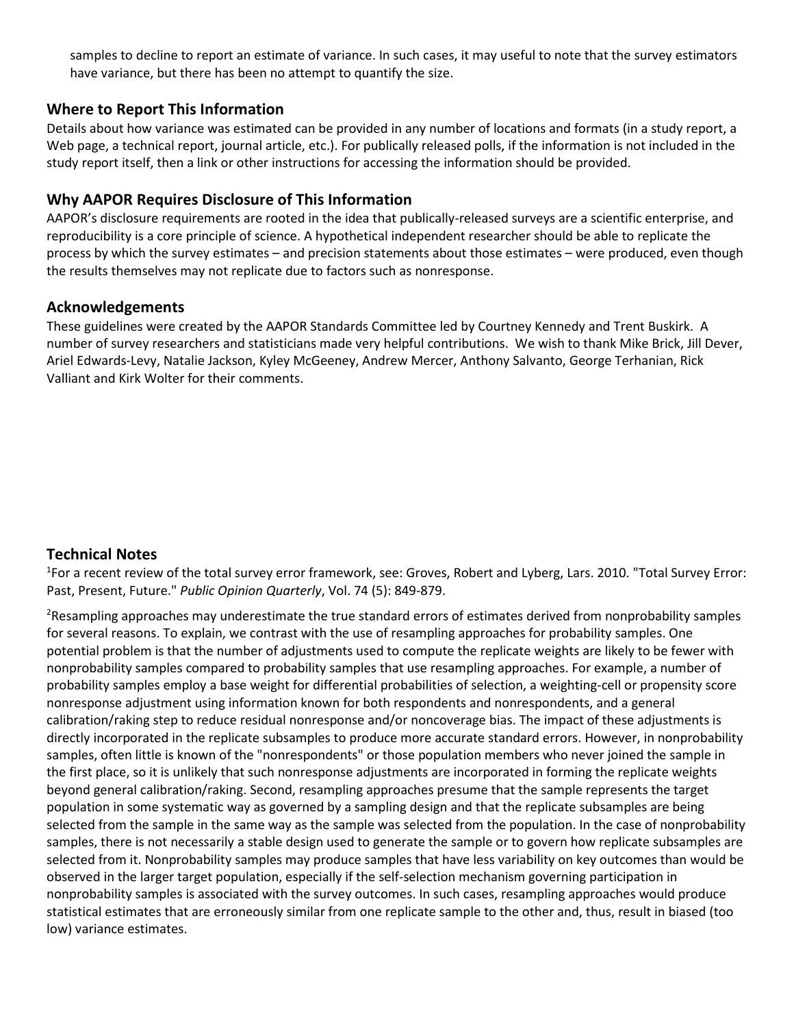samples to decline to report an estimate of variance. In such cases, it may useful to note that the survey estimators have variance, but there has been no attempt to quantify the size.

## Where to Report This Information

Details about how variance was estimated can be provided in any number of locations and formats (in a study report, a Web page, a technical report, journal article, etc.). For publically released polls, if the information is not included in the study report itself, then a link or other instructions for accessing the information should be provided.

## Why AAPOR Requires Disclosure of This Information

AAPOR's disclosure requirements are rooted in the idea that publically-released surveys are a scientific enterprise, and reproducibility is a core principle of science. A hypothetical independent researcher should be able to replicate the process by which the survey estimates – and precision statements about those estimates – were produced, even though the results themselves may not replicate due to factors such as nonresponse.

## Acknowledgements

These guidelines were created by the AAPOR Standards Committee led by Courtney Kennedy and Trent Buskirk. A number of survey researchers and statisticians made very helpful contributions. We wish to thank Mike Brick, Jill Dever, Ariel Edwards-Levy, Natalie Jackson, Kyley McGeeney, Andrew Mercer, Anthony Salvanto, George Terhanian, Rick Valliant and Kirk Wolter for their comments.

## Technical Notes

[1]For a recent review of the total survey error framework, see: Groves, Robert and Lyberg, Lars. 2010. "Total Survey Error: Past, Present, Future." *Public Opinion Quarterly*, Vol. 74 (5): 849-879.

[2]Resampling approaches may underestimate the true standard errors of estimates derived from nonprobability samples for several reasons. To explain, we contrast with the use of resampling approaches for probability samples. One potential problem is that the number of adjustments used to compute the replicate weights are likely to be fewer with nonprobability samples compared to probability samples that use resampling approaches. For example, a number of probability samples employ a base weight for differential probabilities of selection, a weighting-cell or propensity score nonresponse adjustment using information known for both respondents and nonrespondents, and a general calibration/raking step to reduce residual nonresponse and/or noncoverage bias. The impact of these adjustments is directly incorporated in the replicate subsamples to produce more accurate standard errors. However, in nonprobability samples, often little is known of the "nonrespondents" or those population members who never joined the sample in the first place, so it is unlikely that such nonresponse adjustments are incorporated in forming the replicate weights beyond general calibration/raking. Second, resampling approaches presume that the sample represents the target population in some systematic way as governed by a sampling design and that the replicate subsamples are being selected from the sample in the same way as the sample was selected from the population. In the case of nonprobability samples, there is not necessarily a stable design used to generate the sample or to govern how replicate subsamples are selected from it. Nonprobability samples may produce samples that have less variability on key outcomes than would be observed in the larger target population, especially if the self-selection mechanism governing participation in nonprobability samples is associated with the survey outcomes. In such cases, resampling approaches would produce statistical estimates that are erroneously similar from one replicate sample to the other and, thus, result in biased (too low) variance estimates.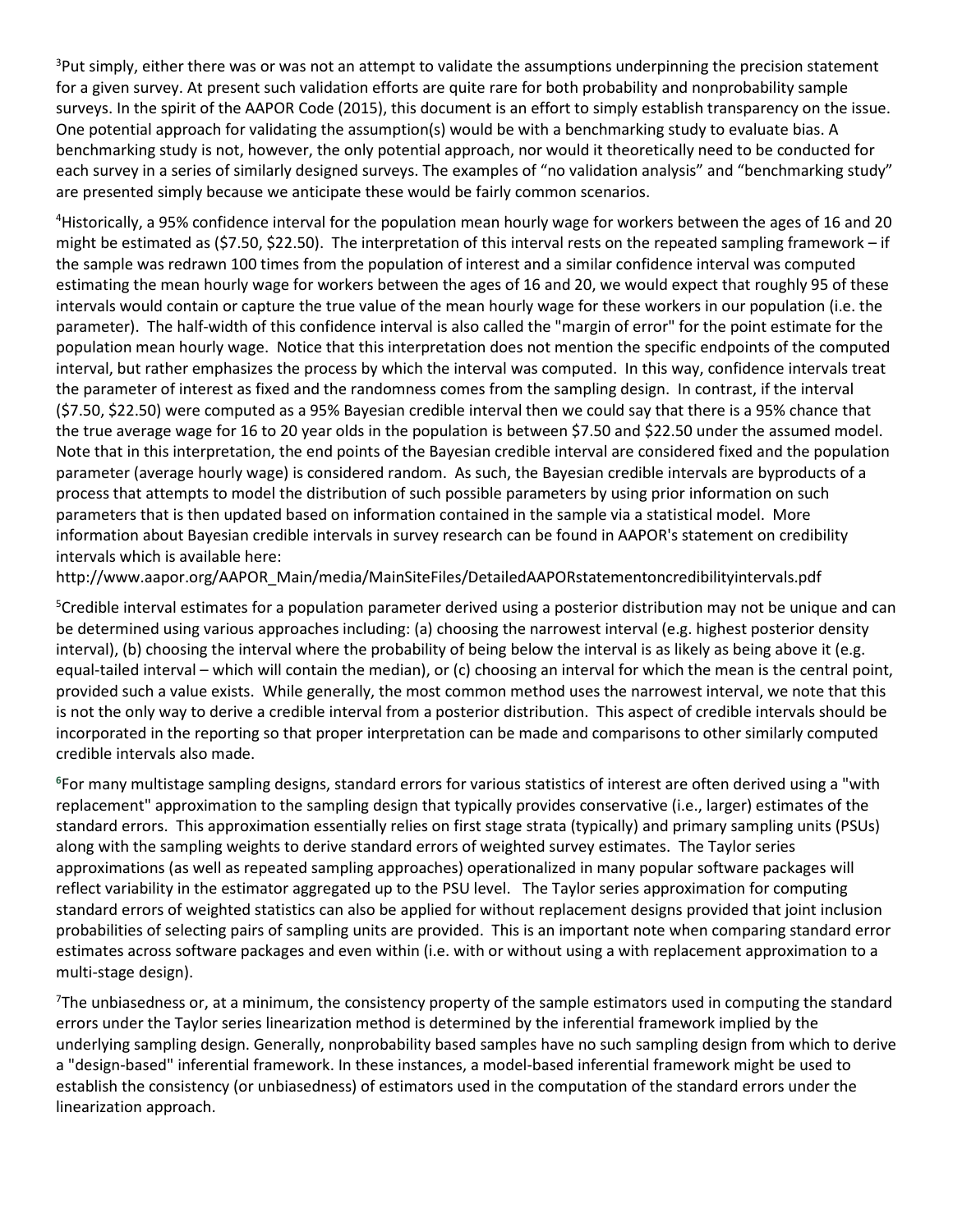[3]Put simply, either there was or was not an attempt to validate the assumptions underpinning the precision statement for a given survey. At present such validation efforts are quite rare for both probability and nonprobability sample surveys. In the spirit of the AAPOR Code (2015), this document is an effort to simply establish transparency on the issue. One potential approach for validating the assumption(s) would be with a benchmarking study to evaluate bias. A benchmarking study is not, however, the only potential approach, nor would it theoretically need to be conducted for each survey in a series of similarly designed surveys. The examples of "no validation analysis" and "benchmarking study" are presented simply because we anticipate these would be fairly common scenarios.

[4]Historically, a 95% confidence interval for the population mean hourly wage for workers between the ages of 16 and 20 might be estimated as ($7.50, $22.50). The interpretation of this interval rests on the repeated sampling framework – if the sample was redrawn 100 times from the population of interest and a similar confidence interval was computed estimating the mean hourly wage for workers between the ages of 16 and 20, we would expect that roughly 95 of these intervals would contain or capture the true value of the mean hourly wage for these workers in our population (i.e. the parameter). The half-width of this confidence interval is also called the "margin of error" for the point estimate for the population mean hourly wage. Notice that this interpretation does not mention the specific endpoints of the computed interval, but rather emphasizes the process by which the interval was computed. In this way, confidence intervals treat the parameter of interest as fixed and the randomness comes from the sampling design. In contrast, if the interval ($7.50, $22.50) were computed as a 95% Bayesian credible interval then we could say that there is a 95% chance that the true average wage for 16 to 20 year olds in the population is between $7.50 and $22.50 under the assumed model. Note that in this interpretation, the end points of the Bayesian credible interval are considered fixed and the population parameter (average hourly wage) is considered random. As such, the Bayesian credible intervals are byproducts of a process that attempts to model the distribution of such possible parameters by using prior information on such parameters that is then updated based on information contained in the sample via a statistical model. More information about Bayesian credible intervals in survey research can be found in AAPOR's statement on credibility intervals which is available here:
http://www.aapor.org/AAPOR_Main/media/MainSiteFiles/DetailedAAPORstatementoncredibilityintervals.pdf

[5]Credible interval estimates for a population parameter derived using a posterior distribution may not be unique and can be determined using various approaches including: (a) choosing the narrowest interval (e.g. highest posterior density interval), (b) choosing the interval where the probability of being below the interval is as likely as being above it (e.g. equal-tailed interval – which will contain the median), or (c) choosing an interval for which the mean is the central point, provided such a value exists. While generally, the most common method uses the narrowest interval, we note that this is not the only way to derive a credible interval from a posterior distribution. This aspect of credible intervals should be incorporated in the reporting so that proper interpretation can be made and comparisons to other similarly computed credible intervals also made.

[6]For many multistage sampling designs, standard errors for various statistics of interest are often derived using a "with replacement" approximation to the sampling design that typically provides conservative (i.e., larger) estimates of the standard errors. This approximation essentially relies on first stage strata (typically) and primary sampling units (PSUs) along with the sampling weights to derive standard errors of weighted survey estimates. The Taylor series approximations (as well as repeated sampling approaches) operationalized in many popular software packages will reflect variability in the estimator aggregated up to the PSU level. The Taylor series approximation for computing standard errors of weighted statistics can also be applied for without replacement designs provided that joint inclusion probabilities of selecting pairs of sampling units are provided. This is an important note when comparing standard error estimates across software packages and even within (i.e. with or without using a with replacement approximation to a multi-stage design).

[7]The unbiasedness or, at a minimum, the consistency property of the sample estimators used in computing the standard errors under the Taylor series linearization method is determined by the inferential framework implied by the underlying sampling design. Generally, nonprobability based samples have no such sampling design from which to derive a "design-based" inferential framework. In these instances, a model-based inferential framework might be used to establish the consistency (or unbiasedness) of estimators used in the computation of the standard errors under the linearization approach.